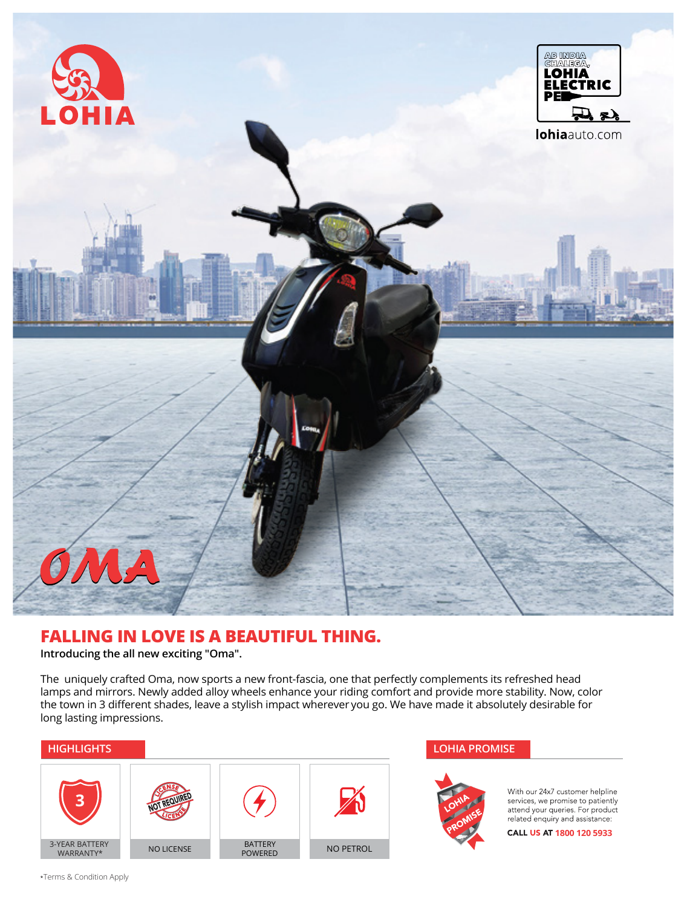LOHIA

AB INDIA CHALEGA, LOHIA ELECTRIC PE

lohiaauto.com

OMA

## FALLING IN LOVE IS A BEAUTIFUL THING.

**Introducing the all new exciting "Oma".**

The uniquely crafted Oma, now sports a new front-fascia, one that perfectly complements its refreshed head lamps and mirrors. Newly added alloy wheels enhance your riding comfort and provide more stability. Now, color the town in 3 different shades, leave a stylish impact wherever you go. We have made it absolutely desirable for long lasting impressions.

### HIGHLIGHTS

- 3-YEAR BATTERY WARRANTY*
- NO LICENSE
- BATTERY POWERED
- NO PETROL

### LOHIA PROMISE

With our 24x7 customer helpline services, we promise to patiently attend your queries. For product related enquiry and assistance:

**CALL US AT 1800 120 5933**

*Terms & Condition Apply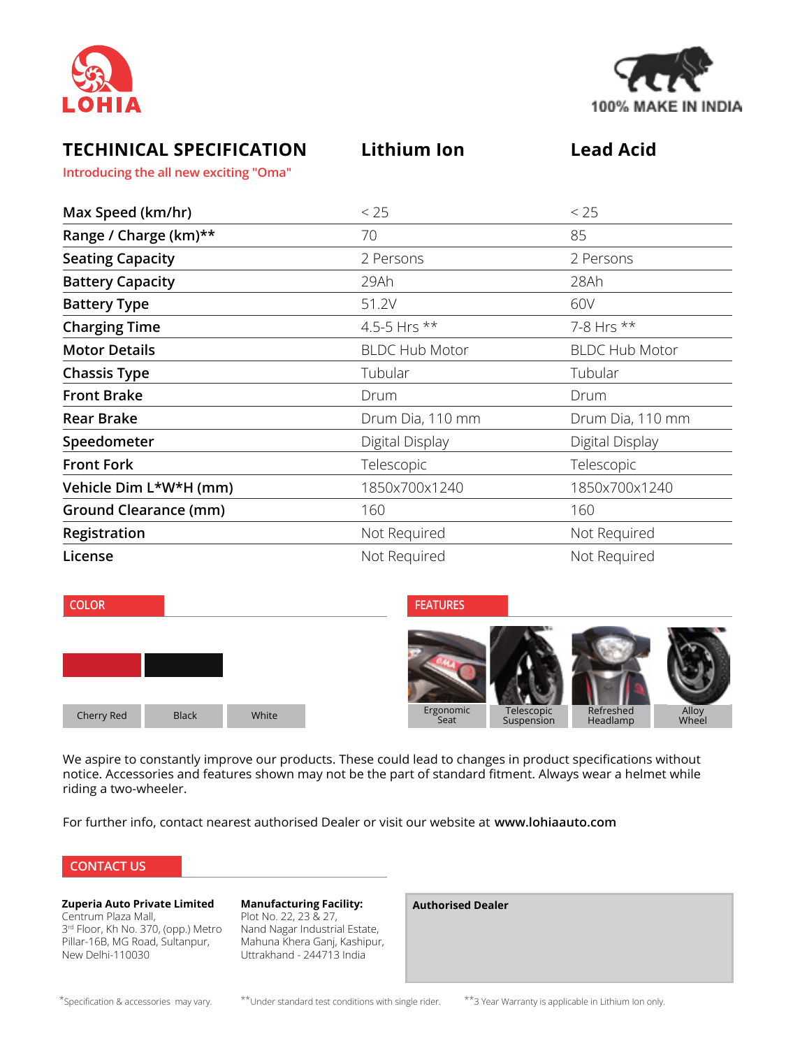LOHIA

100% MAKE IN INDIA

| TECHINICAL SPECIFICATION | Lithium Ion | Lead Acid |
|---|---|---|
| Max Speed (km/hr) | < 25 | < 25 |
| Range / Charge (km)** | 70 | 85 |
| Seating Capacity | 2 Persons | 2 Persons |
| Battery Capacity | 29Ah | 28Ah |
| Battery Type | 51.2V | 60V |
| Charging Time | 4.5-5 Hrs ** | 7-8 Hrs ** |
| Motor Details | BLDC Hub Motor | BLDC Hub Motor |
| Chassis Type | Tubular | Tubular |
| Front Brake | Drum | Drum |
| Rear Brake | Drum Dia, 110 mm | Drum Dia, 110 mm |
| Speedometer | Digital Display | Digital Display |
| Front Fork | Telescopic | Telescopic |
| Vehicle Dim L*W*H (mm) | 1850x700x1240 | 1850x700x1240 |
| Ground Clearance (mm) | 160 | 160 |
| Registration | Not Required | Not Required |
| License | Not Required | Not Required |

Introducing the all new exciting "Oma"

## COLOR

Cherry Red | Black | White

## FEATURES

Ergonomic Seat | Telescopic Suspension | Refreshed Headlamp | Alloy Wheel

We aspire to constantly improve our products. These could lead to changes in product specifications without notice. Accessories and features shown may not be the part of standard fitment. Always wear a helmet while riding a two-wheeler.

For further info, contact nearest authorised Dealer or visit our website at **www.lohiaauto.com**

## CONTACT US

**Zuperia Auto Private Limited**
Centrum Plaza Mall,
3rd Floor, Kh No. 370, (opp.) Metro Pillar-16B, MG Road, Sultanpur,
New Delhi-110030

**Manufacturing Facility:**
Plot No. 22, 23 & 27,
Nand Nagar Industrial Estate,
Mahuna Khera Ganj, Kashipur,
Uttrakhand - 244713 India

**Authorised Dealer**

*Specification & accessories may vary. **Under standard test conditions with single rider. **3 Year Warranty is applicable in Lithium Ion only.